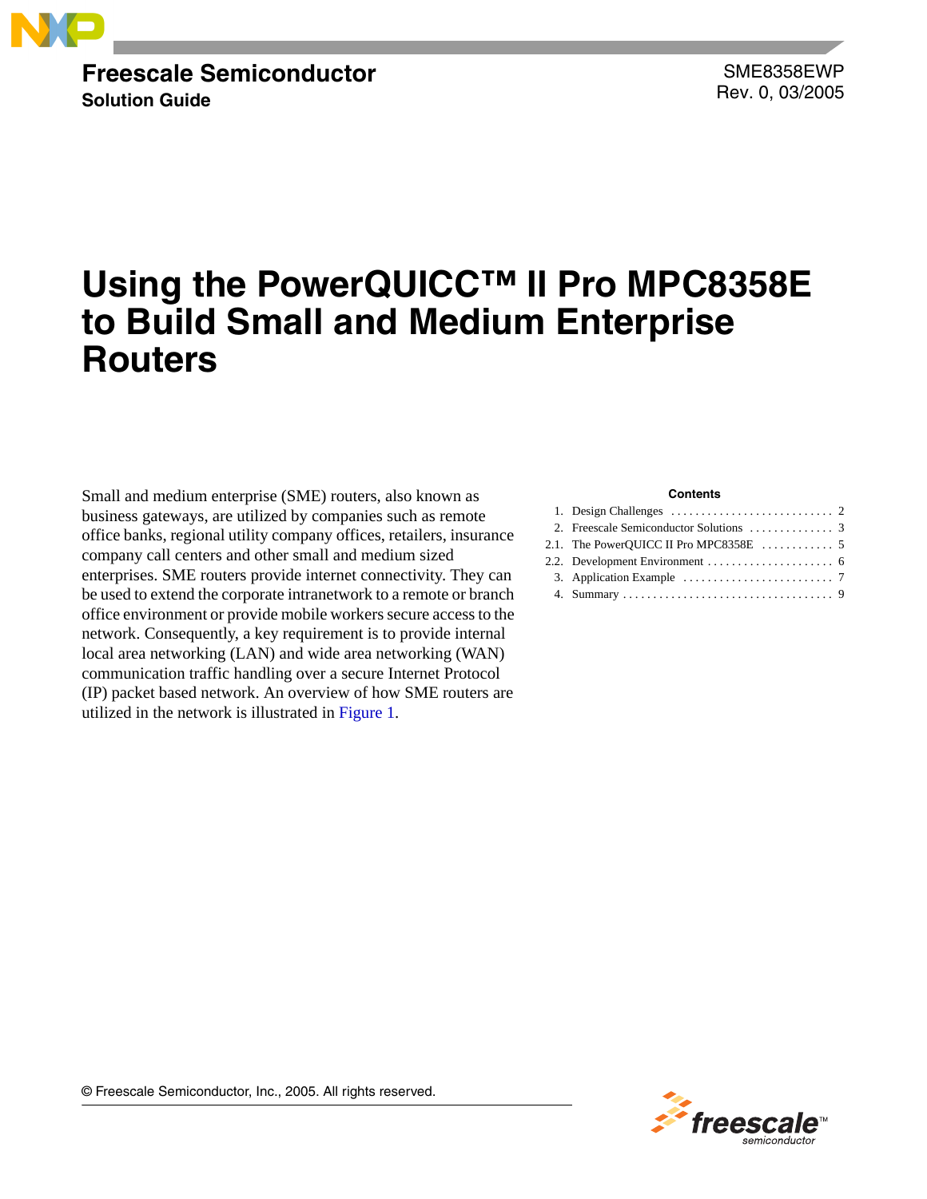**Freescale Semiconductor**
**Solution Guide**

SME8358EWP
Rev. 0, 03/2005

# Using the PowerQUICC™ II Pro MPC8358E to Build Small and Medium Enterprise Routers

Small and medium enterprise (SME) routers, also known as business gateways, are utilized by companies such as remote office banks, regional utility company offices, retailers, insurance company call centers and other small and medium sized enterprises. SME routers provide internet connectivity. They can be used to extend the corporate intranetwork to a remote or branch office environment or provide mobile workers secure access to the network. Consequently, a key requirement is to provide internal local area networking (LAN) and wide area networking (WAN) communication traffic handling over a secure Internet Protocol (IP) packet based network. An overview of how SME routers are utilized in the network is illustrated in Figure 1.

**Contents**

1. Design Challenges . . . . . . . . . . . . . . . . . . . . . . . . . . . 2
2. Freescale Semiconductor Solutions . . . . . . . . . . . . . . 3
2.1. The PowerQUICC II Pro MPC8358E . . . . . . . . . . . . 5
2.2. Development Environment . . . . . . . . . . . . . . . . . . . . . 6
3. Application Example . . . . . . . . . . . . . . . . . . . . . . . . . 7
4. Summary . . . . . . . . . . . . . . . . . . . . . . . . . . . . . . . . . . . 9

© Freescale Semiconductor, Inc., 2005. All rights reserved.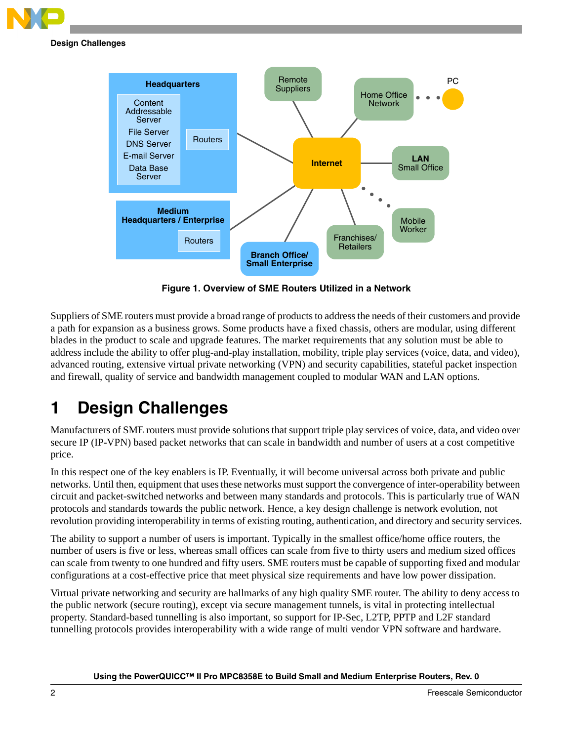Figure 1. Overview of SME Routers Utilized in a Network

Suppliers of SME routers must provide a broad range of products to address the needs of their customers and provide a path for expansion as a business grows. Some products have a fixed chassis, others are modular, using different blades in the product to scale and upgrade features. The market requirements that any solution must be able to address include the ability to offer plug-and-play installation, mobility, triple play services (voice, data, and video), advanced routing, extensive virtual private networking (VPN) and security capabilities, stateful packet inspection and firewall, quality of service and bandwidth management coupled to modular WAN and LAN options.

# 1 Design Challenges

Manufacturers of SME routers must provide solutions that support triple play services of voice, data, and video over secure IP (IP-VPN) based packet networks that can scale in bandwidth and number of users at a cost competitive price.

In this respect one of the key enablers is IP. Eventually, it will become universal across both private and public networks. Until then, equipment that uses these networks must support the convergence of inter-operability between circuit and packet-switched networks and between many standards and protocols. This is particularly true of WAN protocols and standards towards the public network. Hence, a key design challenge is network evolution, not revolution providing interoperability in terms of existing routing, authentication, and directory and security services.

The ability to support a number of users is important. Typically in the smallest office/home office routers, the number of users is five or less, whereas small offices can scale from five to thirty users and medium sized offices can scale from twenty to one hundred and fifty users. SME routers must be capable of supporting fixed and modular configurations at a cost-effective price that meet physical size requirements and have low power dissipation.

Virtual private networking and security are hallmarks of any high quality SME router. The ability to deny access to the public network (secure routing), except via secure management tunnels, is vital in protecting intellectual property. Standard-based tunnelling is also important, so support for IP-Sec, L2TP, PPTP and L2F standard tunnelling protocols provides interoperability with a wide range of multi vendor VPN software and hardware.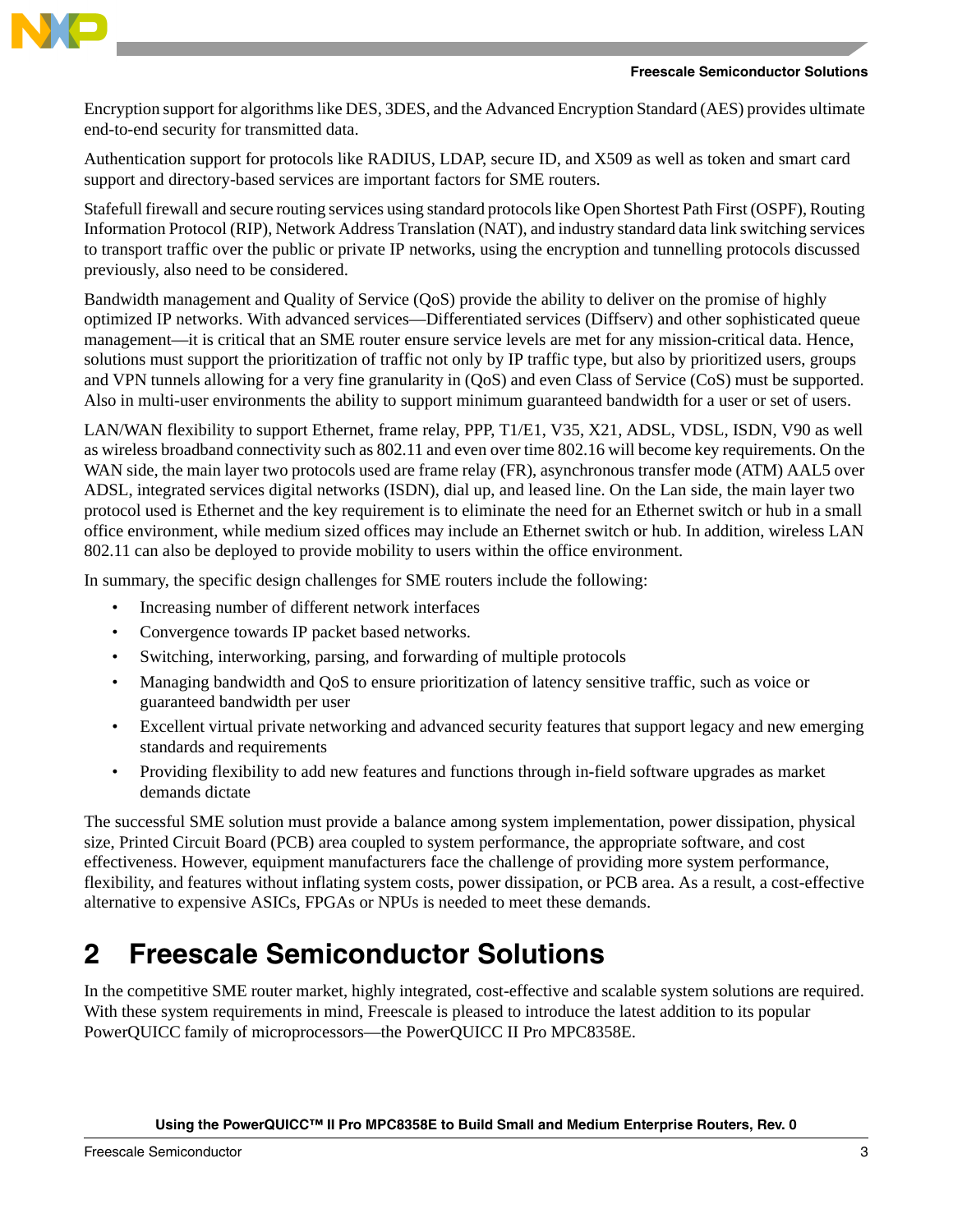Encryption support for algorithms like DES, 3DES, and the Advanced Encryption Standard (AES) provides ultimate end-to-end security for transmitted data.

Authentication support for protocols like RADIUS, LDAP, secure ID, and X509 as well as token and smart card support and directory-based services are important factors for SME routers.

Statefull firewall and secure routing services using standard protocols like Open Shortest Path First (OSPF), Routing Information Protocol (RIP), Network Address Translation (NAT), and industry standard data link switching services to transport traffic over the public or private IP networks, using the encryption and tunnelling protocols discussed previously, also need to be considered.

Bandwidth management and Quality of Service (QoS) provide the ability to deliver on the promise of highly optimized IP networks. With advanced services—Differentiated services (Diffserv) and other sophisticated queue management—it is critical that an SME router ensure service levels are met for any mission-critical data. Hence, solutions must support the prioritization of traffic not only by IP traffic type, but also by prioritized users, groups and VPN tunnels allowing for a very fine granularity in (QoS) and even Class of Service (CoS) must be supported. Also in multi-user environments the ability to support minimum guaranteed bandwidth for a user or set of users.

LAN/WAN flexibility to support Ethernet, frame relay, PPP, T1/E1, V35, X21, ADSL, VDSL, ISDN, V90 as well as wireless broadband connectivity such as 802.11 and even over time 802.16 will become key requirements. On the WAN side, the main layer two protocols used are frame relay (FR), asynchronous transfer mode (ATM) AAL5 over ADSL, integrated services digital networks (ISDN), dial up, and leased line. On the Lan side, the main layer two protocol used is Ethernet and the key requirement is to eliminate the need for an Ethernet switch or hub in a small office environment, while medium sized offices may include an Ethernet switch or hub. In addition, wireless LAN 802.11 can also be deployed to provide mobility to users within the office environment.

In summary, the specific design challenges for SME routers include the following:

- Increasing number of different network interfaces
- Convergence towards IP packet based networks.
- Switching, interworking, parsing, and forwarding of multiple protocols
- Managing bandwidth and QoS to ensure prioritization of latency sensitive traffic, such as voice or guaranteed bandwidth per user
- Excellent virtual private networking and advanced security features that support legacy and new emerging standards and requirements
- Providing flexibility to add new features and functions through in-field software upgrades as market demands dictate

The successful SME solution must provide a balance among system implementation, power dissipation, physical size, Printed Circuit Board (PCB) area coupled to system performance, the appropriate software, and cost effectiveness. However, equipment manufacturers face the challenge of providing more system performance, flexibility, and features without inflating system costs, power dissipation, or PCB area. As a result, a cost-effective alternative to expensive ASICs, FPGAs or NPUs is needed to meet these demands.

# 2 Freescale Semiconductor Solutions

In the competitive SME router market, highly integrated, cost-effective and scalable system solutions are required. With these system requirements in mind, Freescale is pleased to introduce the latest addition to its popular PowerQUICC family of microprocessors—the PowerQUICC II Pro MPC8358E.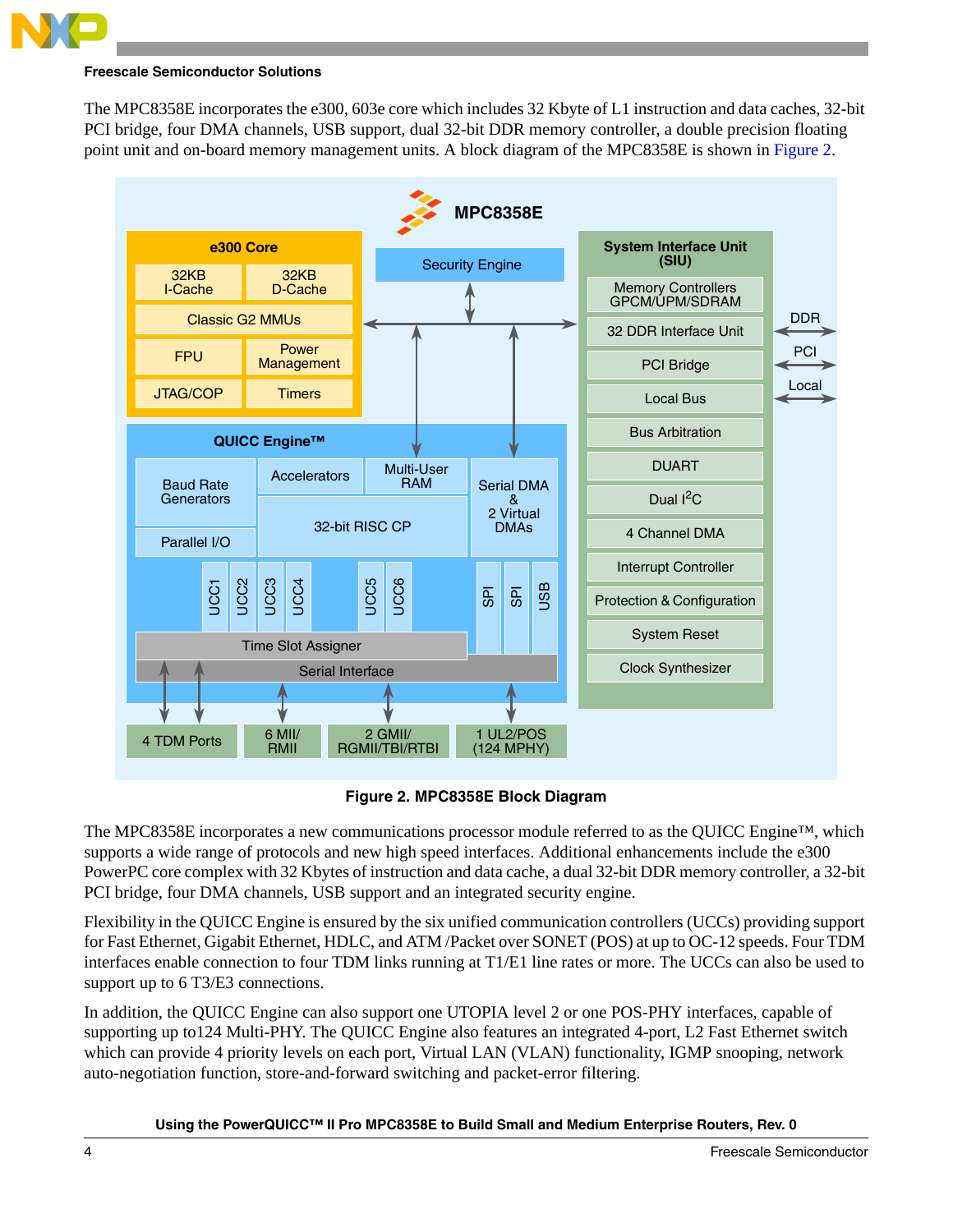The MPC8358E incorporates the e300, 603e core which includes 32 Kbyte of L1 instruction and data caches, 32-bit PCI bridge, four DMA channels, USB support, dual 32-bit DDR memory controller, a double precision floating point unit and on-board memory management units. A block diagram of the MPC8358E is shown in Figure 2.

**Figure 2. MPC8358E Block Diagram**

The MPC8358E incorporates a new communications processor module referred to as the QUICC Engine™, which supports a wide range of protocols and new high speed interfaces. Additional enhancements include the e300 PowerPC core complex with 32 Kbytes of instruction and data cache, a dual 32-bit DDR memory controller, a 32-bit PCI bridge, four DMA channels, USB support and an integrated security engine.

Flexibility in the QUICC Engine is ensured by the six unified communication controllers (UCCs) providing support for Fast Ethernet, Gigabit Ethernet, HDLC, and ATM /Packet over SONET (POS) at up to OC-12 speeds. Four TDM interfaces enable connection to four TDM links running at T1/E1 line rates or more. The UCCs can also be used to support up to 6 T3/E3 connections.

In addition, the QUICC Engine can also support one UTOPIA level 2 or one POS-PHY interfaces, capable of supporting up to124 Multi-PHY. The QUICC Engine also features an integrated 4-port, L2 Fast Ethernet switch which can provide 4 priority levels on each port, Virtual LAN (VLAN) functionality, IGMP snooping, network auto-negotiation function, store-and-forward switching and packet-error filtering.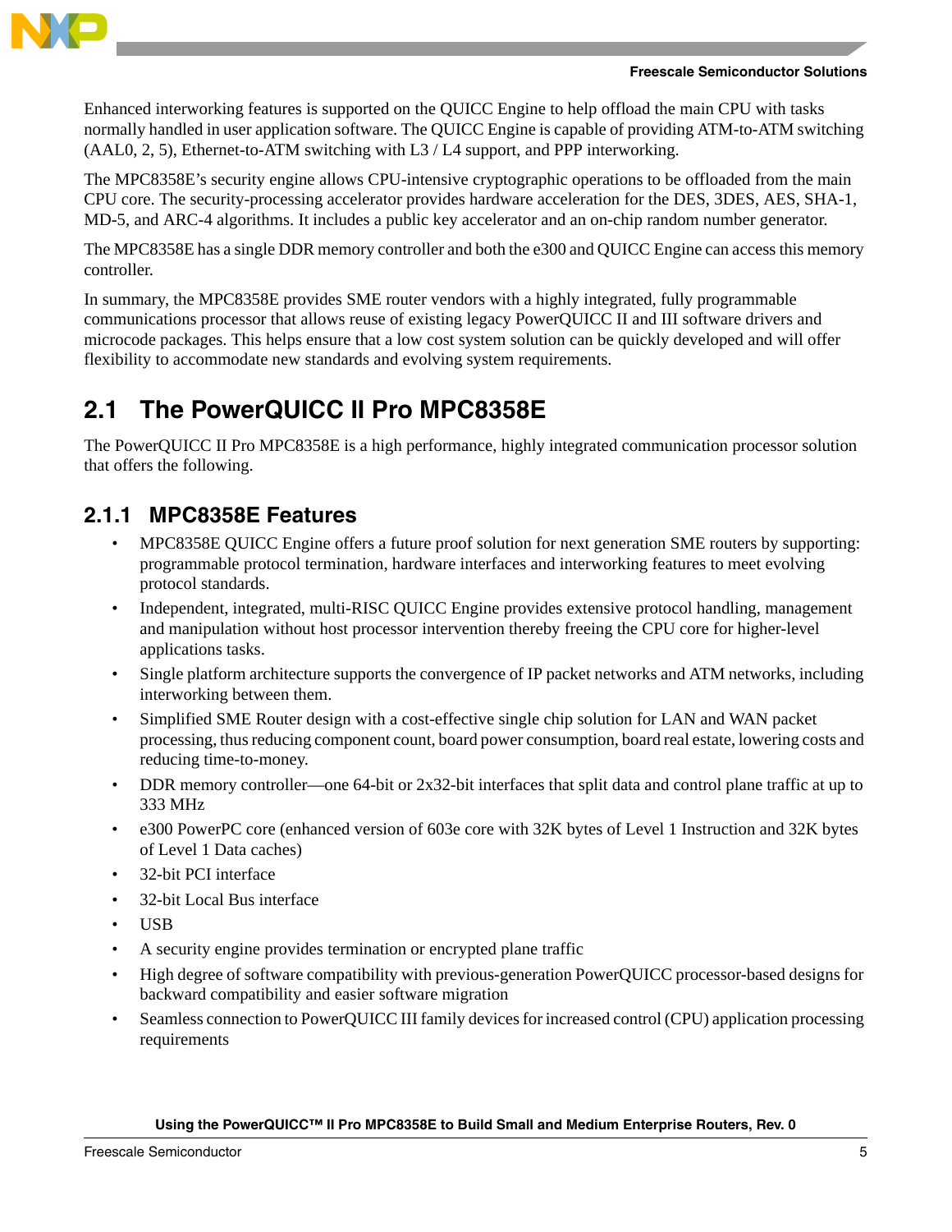Enhanced interworking features is supported on the QUICC Engine to help offload the main CPU with tasks normally handled in user application software. The QUICC Engine is capable of providing ATM-to-ATM switching (AAL0, 2, 5), Ethernet-to-ATM switching with L3 / L4 support, and PPP interworking.

The MPC8358E's security engine allows CPU-intensive cryptographic operations to be offloaded from the main CPU core. The security-processing accelerator provides hardware acceleration for the DES, 3DES, AES, SHA-1, MD-5, and ARC-4 algorithms. It includes a public key accelerator and an on-chip random number generator.

The MPC8358E has a single DDR memory controller and both the e300 and QUICC Engine can access this memory controller.

In summary, the MPC8358E provides SME router vendors with a highly integrated, fully programmable communications processor that allows reuse of existing legacy PowerQUICC II and III software drivers and microcode packages. This helps ensure that a low cost system solution can be quickly developed and will offer flexibility to accommodate new standards and evolving system requirements.

## 2.1 The PowerQUICC II Pro MPC8358E

The PowerQUICC II Pro MPC8358E is a high performance, highly integrated communication processor solution that offers the following.

### 2.1.1 MPC8358E Features

- MPC8358E QUICC Engine offers a future proof solution for next generation SME routers by supporting: programmable protocol termination, hardware interfaces and interworking features to meet evolving protocol standards.
- Independent, integrated, multi-RISC QUICC Engine provides extensive protocol handling, management and manipulation without host processor intervention thereby freeing the CPU core for higher-level applications tasks.
- Single platform architecture supports the convergence of IP packet networks and ATM networks, including interworking between them.
- Simplified SME Router design with a cost-effective single chip solution for LAN and WAN packet processing, thus reducing component count, board power consumption, board real estate, lowering costs and reducing time-to-money.
- DDR memory controller—one 64-bit or 2x32-bit interfaces that split data and control plane traffic at up to 333 MHz
- e300 PowerPC core (enhanced version of 603e core with 32K bytes of Level 1 Instruction and 32K bytes of Level 1 Data caches)
- 32-bit PCI interface
- 32-bit Local Bus interface
- USB
- A security engine provides termination or encrypted plane traffic
- High degree of software compatibility with previous-generation PowerQUICC processor-based designs for backward compatibility and easier software migration
- Seamless connection to PowerQUICC III family devices for increased control (CPU) application processing requirements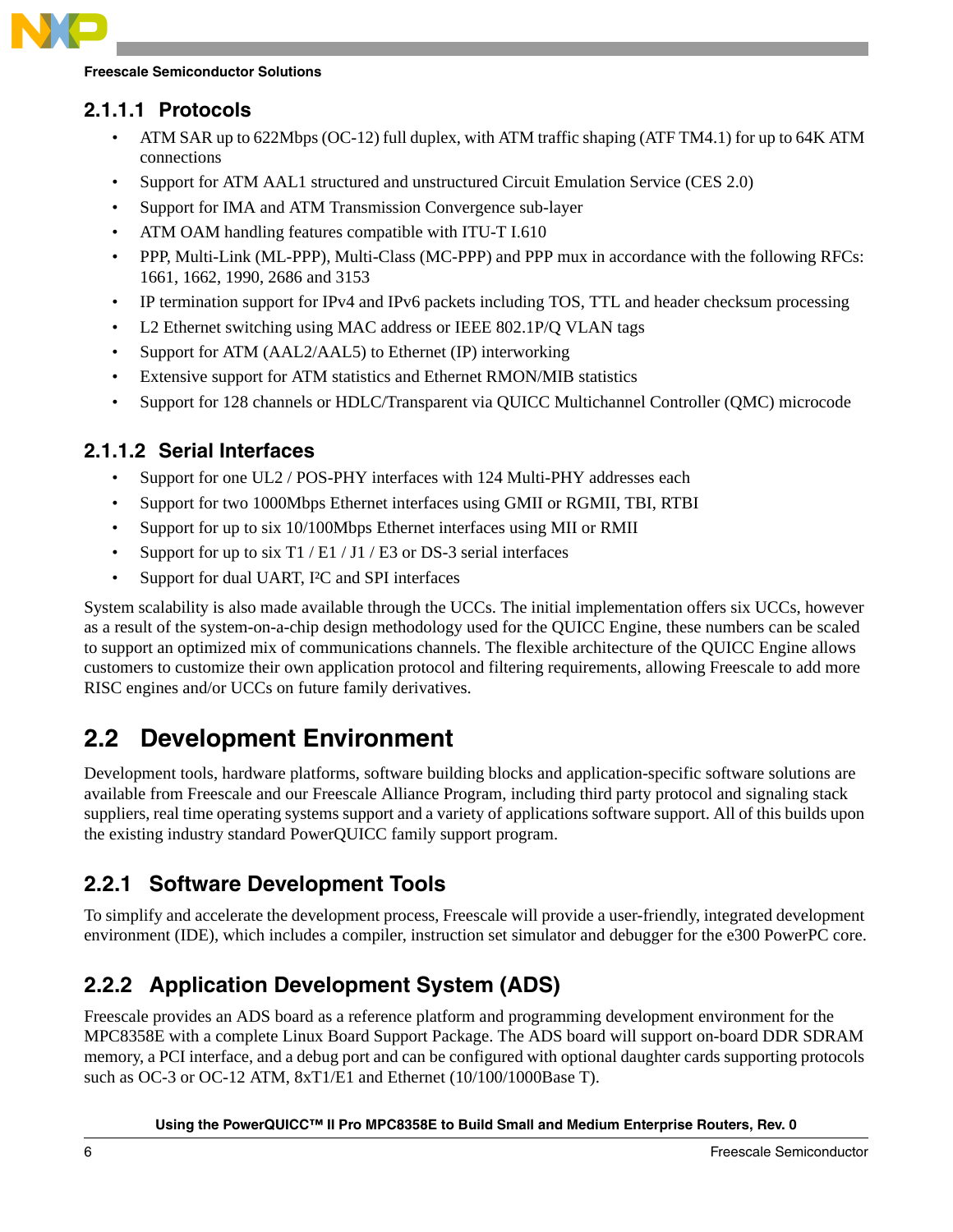#### 2.1.1.1 Protocols

- ATM SAR up to 622Mbps (OC-12) full duplex, with ATM traffic shaping (ATF TM4.1) for up to 64K ATM connections
- Support for ATM AAL1 structured and unstructured Circuit Emulation Service (CES 2.0)
- Support for IMA and ATM Transmission Convergence sub-layer
- ATM OAM handling features compatible with ITU-T I.610
- PPP, Multi-Link (ML-PPP), Multi-Class (MC-PPP) and PPP mux in accordance with the following RFCs: 1661, 1662, 1990, 2686 and 3153
- IP termination support for IPv4 and IPv6 packets including TOS, TTL and header checksum processing
- L2 Ethernet switching using MAC address or IEEE 802.1P/Q VLAN tags
- Support for ATM (AAL2/AAL5) to Ethernet (IP) interworking
- Extensive support for ATM statistics and Ethernet RMON/MIB statistics
- Support for 128 channels or HDLC/Transparent via QUICC Multichannel Controller (QMC) microcode

#### 2.1.1.2 Serial Interfaces

- Support for one UL2 / POS-PHY interfaces with 124 Multi-PHY addresses each
- Support for two 1000Mbps Ethernet interfaces using GMII or RGMII, TBI, RTBI
- Support for up to six 10/100Mbps Ethernet interfaces using MII or RMII
- Support for up to six T1 / E1 / J1 / E3 or DS-3 serial interfaces
- Support for dual UART, I²C and SPI interfaces

System scalability is also made available through the UCCs. The initial implementation offers six UCCs, however as a result of the system-on-a-chip design methodology used for the QUICC Engine, these numbers can be scaled to support an optimized mix of communications channels. The flexible architecture of the QUICC Engine allows customers to customize their own application protocol and filtering requirements, allowing Freescale to add more RISC engines and/or UCCs on future family derivatives.

## 2.2 Development Environment

Development tools, hardware platforms, software building blocks and application-specific software solutions are available from Freescale and our Freescale Alliance Program, including third party protocol and signaling stack suppliers, real time operating systems support and a variety of applications software support. All of this builds upon the existing industry standard PowerQUICC family support program.

### 2.2.1 Software Development Tools

To simplify and accelerate the development process, Freescale will provide a user-friendly, integrated development environment (IDE), which includes a compiler, instruction set simulator and debugger for the e300 PowerPC core.

### 2.2.2 Application Development System (ADS)

Freescale provides an ADS board as a reference platform and programming development environment for the MPC8358E with a complete Linux Board Support Package. The ADS board will support on-board DDR SDRAM memory, a PCI interface, and a debug port and can be configured with optional daughter cards supporting protocols such as OC-3 or OC-12 ATM, 8xT1/E1 and Ethernet (10/100/1000Base T).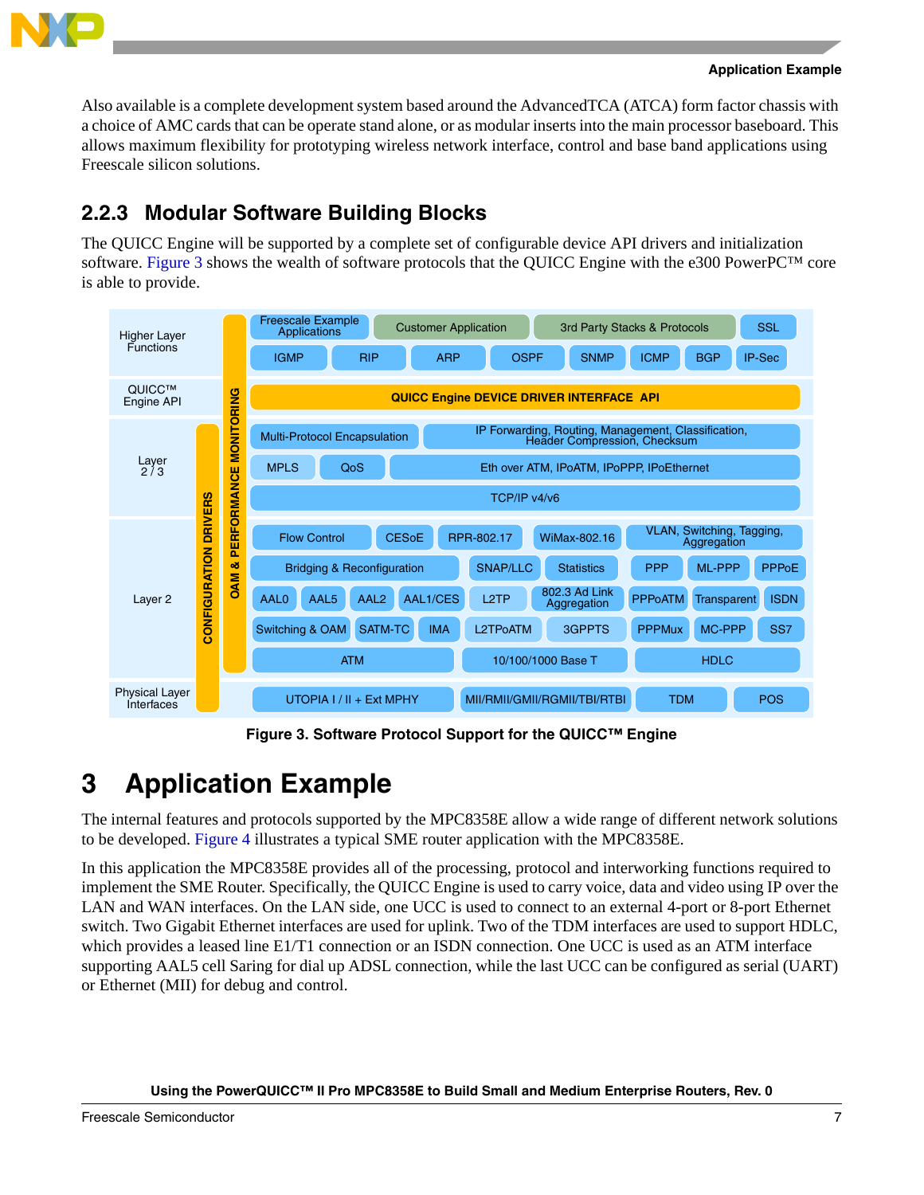Also available is a complete development system based around the AdvancedTCA (ATCA) form factor chassis with a choice of AMC cards that can be operate stand alone, or as modular inserts into the main processor baseboard. This allows maximum flexibility for prototyping wireless network interface, control and base band applications using Freescale silicon solutions.

### 2.2.3 Modular Software Building Blocks

The QUICC Engine will be supported by a complete set of configurable device API drivers and initialization software. Figure 3 shows the wealth of software protocols that the QUICC Engine with the e300 PowerPC™ core is able to provide.

| Layer | Blocks |
|---|---|
| Higher Layer Functions | Freescale Example Applications, Customer Application, 3rd Party Stacks & Protocols, SSL; IGMP, RIP, ARP, OSPF, SNMP, ICMP, BGP, IP-Sec |
| QUICC™ Engine API | QUICC Engine DEVICE DRIVER INTERFACE API |
| Layer 2 / 3 | Multi-Protocol Encapsulation, IP Forwarding, Routing, Management, Classification, Header Compression, Checksum; MPLS, QoS, Eth over ATM, IPoATM, IPoPPP, IPoEthernet; TCP/IP v4/v6 |
| Layer 2 | Flow Control, CESoE, RPR-802.17, WiMax-802.16, VLAN, Switching, Tagging, Aggregation; Bridging & Reconfiguration, SNAP/LLC, Statistics, PPP, ML-PPP, PPPoE; AAL0, AAL5, AAL2, AAL1/CES, L2TP, 802.3 Ad Link Aggregation, PPPoATM, Transparent, ISDN; Switching & OAM, SATM-TC, IMA, L2TPoATM, 3GPPTS, PPPMux, MC-PPP, SS7; ATM, 10/100/1000 Base T, HDLC |
| Physical Layer Interfaces | UTOPIA I / II + Ext MPHY, MII/RMII/GMII/RGMII/TBI/RTBI, TDM, POS |

CONFIGURATION DRIVERS — OAM & PERFORMANCE MONITORING

**Figure 3. Software Protocol Support for the QUICC™ Engine**

# 3 Application Example

The internal features and protocols supported by the MPC8358E allow a wide range of different network solutions to be developed. Figure 4 illustrates a typical SME router application with the MPC8358E.

In this application the MPC8358E provides all of the processing, protocol and interworking functions required to implement the SME Router. Specifically, the QUICC Engine is used to carry voice, data and video using IP over the LAN and WAN interfaces. On the LAN side, one UCC is used to connect to an external 4-port or 8-port Ethernet switch. Two Gigabit Ethernet interfaces are used for uplink. Two of the TDM interfaces are used to support HDLC, which provides a leased line E1/T1 connection or an ISDN connection. One UCC is used as an ATM interface supporting AAL5 cell Saring for dial up ADSL connection, while the last UCC can be configured as serial (UART) or Ethernet (MII) for debug and control.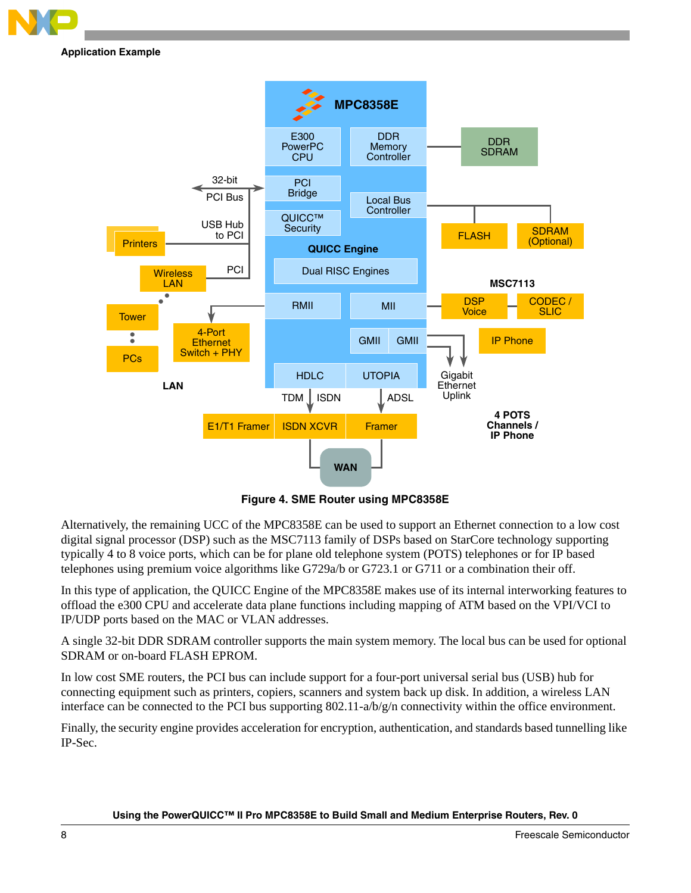Figure 4. SME Router using MPC8358E

Alternatively, the remaining UCC of the MPC8358E can be used to support an Ethernet connection to a low cost digital signal processor (DSP) such as the MSC7113 family of DSPs based on StarCore technology supporting typically 4 to 8 voice ports, which can be for plain old telephone system (POTS) telephones or for IP based telephones using premium voice algorithms like G729a/b or G723.1 or G711 or a combination their off.

In this type of application, the QUICC Engine of the MPC8358E makes use of its internal interworking features to offload the e300 CPU and accelerate data plane functions including mapping of ATM based on the VPI/VCI to IP/UDP ports based on the MAC or VLAN addresses.

A single 32-bit DDR SDRAM controller supports the main system memory. The local bus can be used for optional SDRAM or on-board FLASH EPROM.

In low cost SME routers, the PCI bus can include support for a four-port universal serial bus (USB) hub for connecting equipment such as printers, copiers, scanners and system back up disk. In addition, a wireless LAN interface can be connected to the PCI bus supporting 802.11-a/b/g/n connectivity within the office environment.

Finally, the security engine provides acceleration for encryption, authentication, and standards based tunnelling like IP-Sec.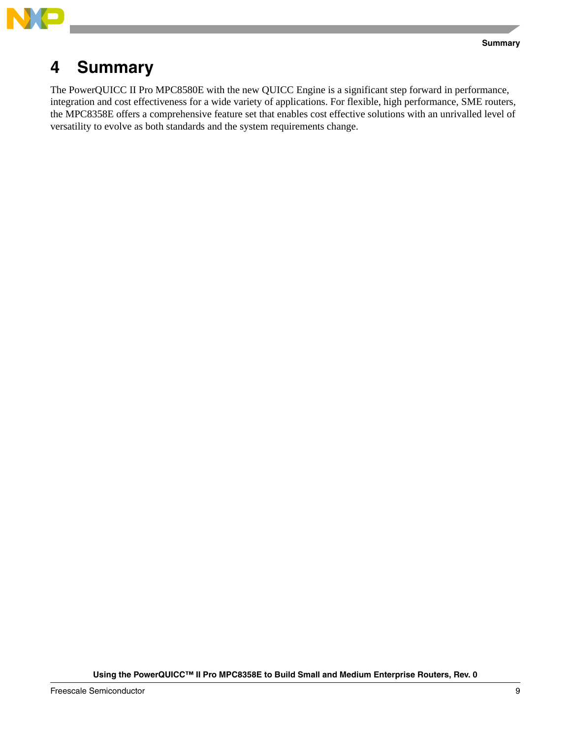# 4 Summary

The PowerQUICC II Pro MPC8580E with the new QUICC Engine is a significant step forward in performance, integration and cost effectiveness for a wide variety of applications. For flexible, high performance, SME routers, the MPC8358E offers a comprehensive feature set that enables cost effective solutions with an unrivalled level of versatility to evolve as both standards and the system requirements change.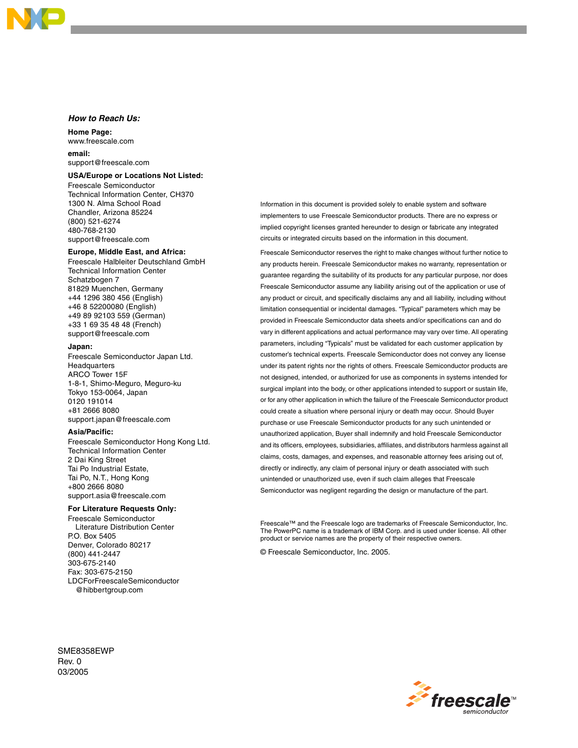***How to Reach Us:***

**Home Page:**
www.freescale.com

**email:**
support@freescale.com

**USA/Europe or Locations Not Listed:**
Freescale Semiconductor
Technical Information Center, CH370
1300 N. Alma School Road
Chandler, Arizona 85224
(800) 521-6274
480-768-2130
support@freescale.com

**Europe, Middle East, and Africa:**
Freescale Halbleiter Deutschland GmbH
Technical Information Center
Schatzbogen 7
81829 Muenchen, Germany
+44 1296 380 456 (English)
+46 8 52200080 (English)
+49 89 92103 559 (German)
+33 1 69 35 48 48 (French)
support@freescale.com

**Japan:**
Freescale Semiconductor Japan Ltd.
Headquarters
ARCO Tower 15F
1-8-1, Shimo-Meguro, Meguro-ku
Tokyo 153-0064, Japan
0120 191014
+81 2666 8080
support.japan@freescale.com

**Asia/Pacific:**
Freescale Semiconductor Hong Kong Ltd.
Technical Information Center
2 Dai King Street
Tai Po Industrial Estate,
Tai Po, N.T., Hong Kong
+800 2666 8080
support.asia@freescale.com

**For Literature Requests Only:**
Freescale Semiconductor
Literature Distribution Center
P.O. Box 5405
Denver, Colorado 80217
(800) 441-2447
303-675-2140
Fax: 303-675-2150
LDCForFreescaleSemiconductor
@hibbertgroup.com

Information in this document is provided solely to enable system and software implementers to use Freescale Semiconductor products. There are no express or implied copyright licenses granted hereunder to design or fabricate any integrated circuits or integrated circuits based on the information in this document.

Freescale Semiconductor reserves the right to make changes without further notice to any products herein. Freescale Semiconductor makes no warranty, representation or guarantee regarding the suitability of its products for any particular purpose, nor does Freescale Semiconductor assume any liability arising out of the application or use of any product or circuit, and specifically disclaims any and all liability, including without limitation consequential or incidental damages. "Typical" parameters which may be provided in Freescale Semiconductor data sheets and/or specifications can and do vary in different applications and actual performance may vary over time. All operating parameters, including "Typicals" must be validated for each customer application by customer's technical experts. Freescale Semiconductor does not convey any license under its patent rights nor the rights of others. Freescale Semiconductor products are not designed, intended, or authorized for use as components in systems intended for surgical implant into the body, or other applications intended to support or sustain life, or for any other application in which the failure of the Freescale Semiconductor product could create a situation where personal injury or death may occur. Should Buyer purchase or use Freescale Semiconductor products for any such unintended or unauthorized application, Buyer shall indemnify and hold Freescale Semiconductor and its officers, employees, subsidiaries, affiliates, and distributors harmless against all claims, costs, damages, and expenses, and reasonable attorney fees arising out of, directly or indirectly, any claim of personal injury or death associated with such unintended or unauthorized use, even if such claim alleges that Freescale Semiconductor was negligent regarding the design or manufacture of the part.

Freescale™ and the Freescale logo are trademarks of Freescale Semiconductor, Inc. The PowerPC name is a trademark of IBM Corp. and is used under license. All other product or service names are the property of their respective owners.

© Freescale Semiconductor, Inc. 2005.

SME8358EWP
Rev. 0
03/2005